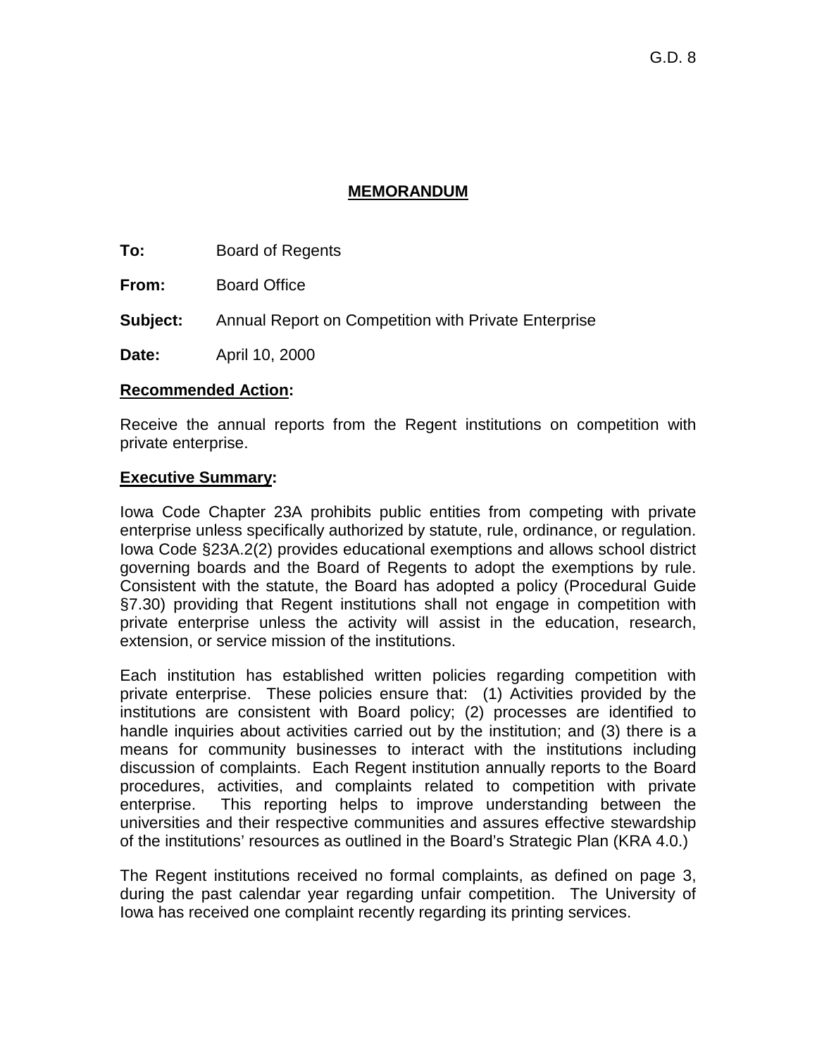G.D. 8

**MEMORANDUM**

**To:** Board of Regents

**From:** Board Office

**Subject:** Annual Report on Competition with Private Enterprise

**Date:** April 10, 2000

**Recommended Action:**

Receive the annual reports from the Regent institutions on competition with private enterprise.

**Executive Summary:**

Iowa Code Chapter 23A prohibits public entities from competing with private enterprise unless specifically authorized by statute, rule, ordinance, or regulation. Iowa Code §23A.2(2) provides educational exemptions and allows school district governing boards and the Board of Regents to adopt the exemptions by rule. Consistent with the statute, the Board has adopted a policy (Procedural Guide §7.30) providing that Regent institutions shall not engage in competition with private enterprise unless the activity will assist in the education, research, extension, or service mission of the institutions.

Each institution has established written policies regarding competition with private enterprise. These policies ensure that: (1) Activities provided by the institutions are consistent with Board policy; (2) processes are identified to handle inquiries about activities carried out by the institution; and (3) there is a means for community businesses to interact with the institutions including discussion of complaints. Each Regent institution annually reports to the Board procedures, activities, and complaints related to competition with private enterprise. This reporting helps to improve understanding between the universities and their respective communities and assures effective stewardship of the institutions' resources as outlined in the Board's Strategic Plan (KRA 4.0.)

The Regent institutions received no formal complaints, as defined on page 3, during the past calendar year regarding unfair competition. The University of Iowa has received one complaint recently regarding its printing services.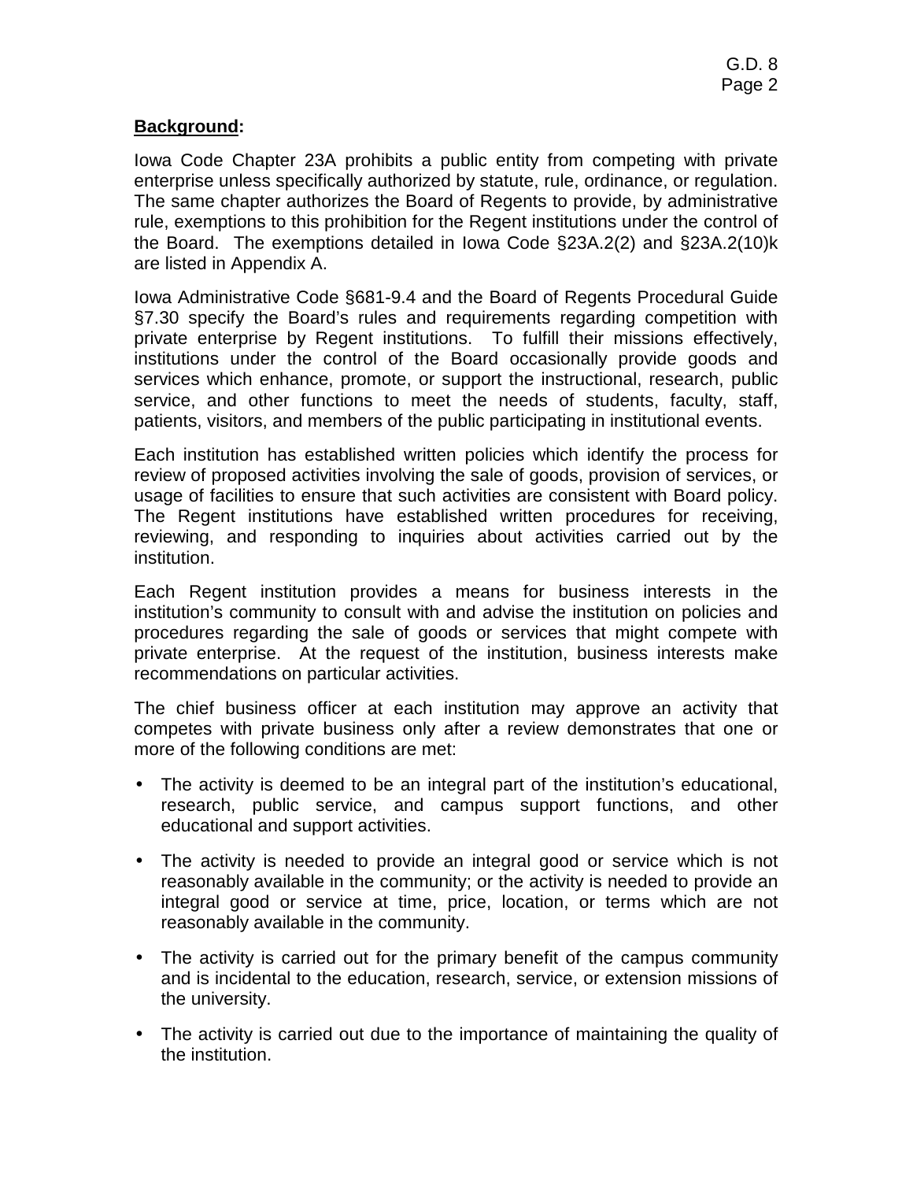**Background:**

Iowa Code Chapter 23A prohibits a public entity from competing with private enterprise unless specifically authorized by statute, rule, ordinance, or regulation. The same chapter authorizes the Board of Regents to provide, by administrative rule, exemptions to this prohibition for the Regent institutions under the control of the Board. The exemptions detailed in Iowa Code §23A.2(2) and §23A.2(10)k are listed in Appendix A.

Iowa Administrative Code §681-9.4 and the Board of Regents Procedural Guide §7.30 specify the Board's rules and requirements regarding competition with private enterprise by Regent institutions. To fulfill their missions effectively, institutions under the control of the Board occasionally provide goods and services which enhance, promote, or support the instructional, research, public service, and other functions to meet the needs of students, faculty, staff, patients, visitors, and members of the public participating in institutional events.

Each institution has established written policies which identify the process for review of proposed activities involving the sale of goods, provision of services, or usage of facilities to ensure that such activities are consistent with Board policy. The Regent institutions have established written procedures for receiving, reviewing, and responding to inquiries about activities carried out by the institution.

Each Regent institution provides a means for business interests in the institution's community to consult with and advise the institution on policies and procedures regarding the sale of goods or services that might compete with private enterprise. At the request of the institution, business interests make recommendations on particular activities.

The chief business officer at each institution may approve an activity that competes with private business only after a review demonstrates that one or more of the following conditions are met:

- The activity is deemed to be an integral part of the institution's educational, research, public service, and campus support functions, and other educational and support activities.
- The activity is needed to provide an integral good or service which is not reasonably available in the community; or the activity is needed to provide an integral good or service at time, price, location, or terms which are not reasonably available in the community.
- The activity is carried out for the primary benefit of the campus community and is incidental to the education, research, service, or extension missions of the university.
- The activity is carried out due to the importance of maintaining the quality of the institution.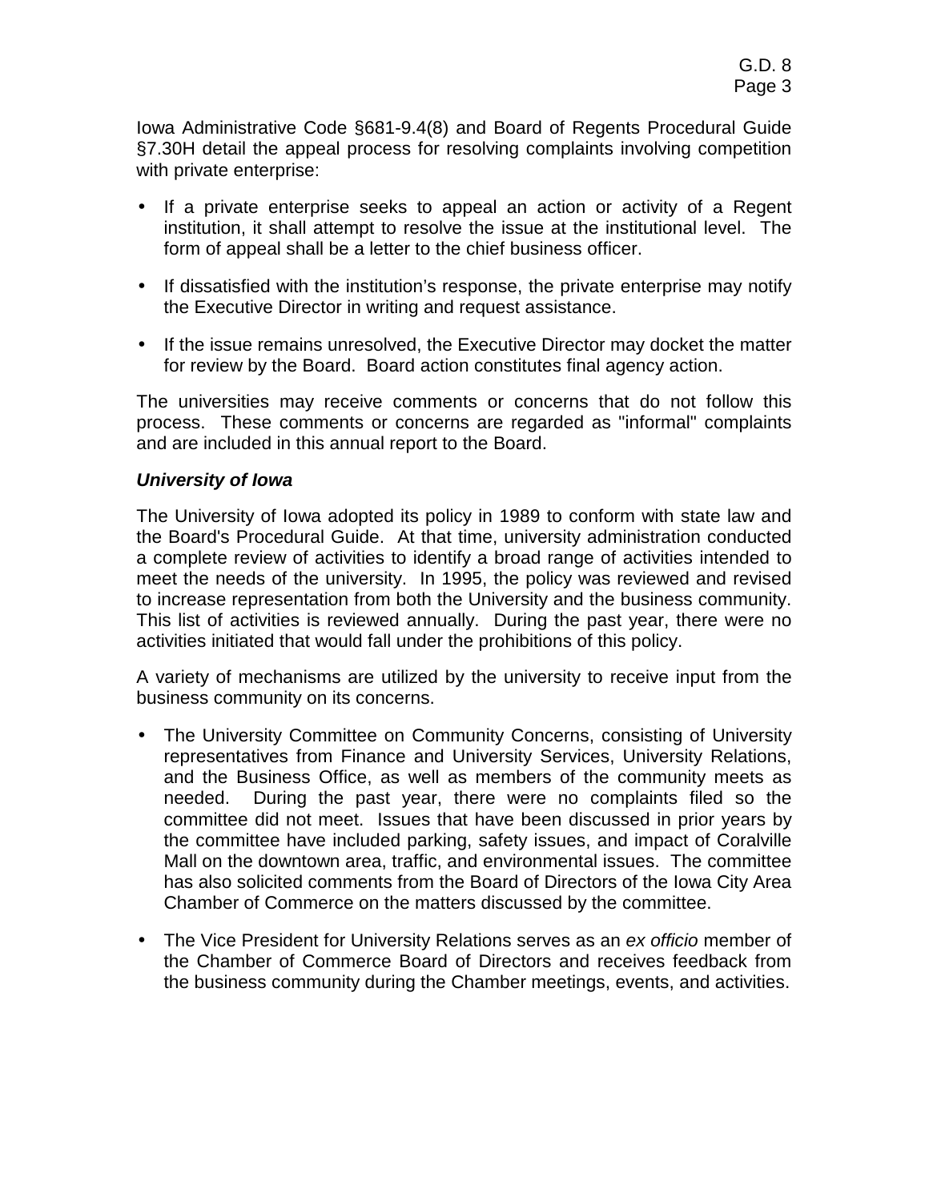Iowa Administrative Code §681-9.4(8) and Board of Regents Procedural Guide §7.30H detail the appeal process for resolving complaints involving competition with private enterprise:

- If a private enterprise seeks to appeal an action or activity of a Regent institution, it shall attempt to resolve the issue at the institutional level. The form of appeal shall be a letter to the chief business officer.
- If dissatisfied with the institution's response, the private enterprise may notify the Executive Director in writing and request assistance.
- If the issue remains unresolved, the Executive Director may docket the matter for review by the Board. Board action constitutes final agency action.

The universities may receive comments or concerns that do not follow this process. These comments or concerns are regarded as "informal" complaints and are included in this annual report to the Board.

***University of Iowa***

The University of Iowa adopted its policy in 1989 to conform with state law and the Board's Procedural Guide. At that time, university administration conducted a complete review of activities to identify a broad range of activities intended to meet the needs of the university. In 1995, the policy was reviewed and revised to increase representation from both the University and the business community. This list of activities is reviewed annually. During the past year, there were no activities initiated that would fall under the prohibitions of this policy.

A variety of mechanisms are utilized by the university to receive input from the business community on its concerns.

- The University Committee on Community Concerns, consisting of University representatives from Finance and University Services, University Relations, and the Business Office, as well as members of the community meets as needed. During the past year, there were no complaints filed so the committee did not meet. Issues that have been discussed in prior years by the committee have included parking, safety issues, and impact of Coralville Mall on the downtown area, traffic, and environmental issues. The committee has also solicited comments from the Board of Directors of the Iowa City Area Chamber of Commerce on the matters discussed by the committee.
- The Vice President for University Relations serves as an *ex officio* member of the Chamber of Commerce Board of Directors and receives feedback from the business community during the Chamber meetings, events, and activities.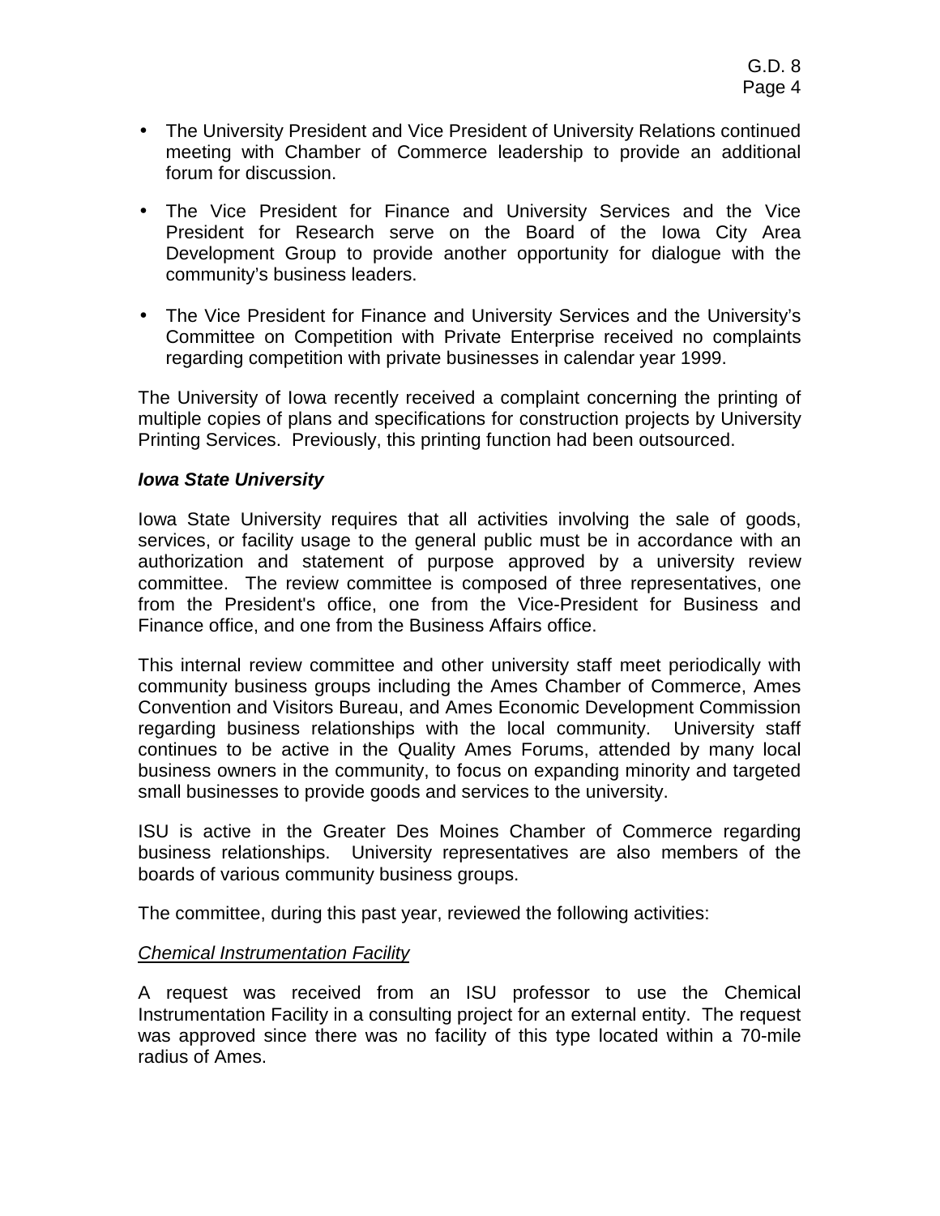- The University President and Vice President of University Relations continued meeting with Chamber of Commerce leadership to provide an additional forum for discussion.

- The Vice President for Finance and University Services and the Vice President for Research serve on the Board of the Iowa City Area Development Group to provide another opportunity for dialogue with the community's business leaders.

- The Vice President for Finance and University Services and the University's Committee on Competition with Private Enterprise received no complaints regarding competition with private businesses in calendar year 1999.

The University of Iowa recently received a complaint concerning the printing of multiple copies of plans and specifications for construction projects by University Printing Services. Previously, this printing function had been outsourced.

***Iowa State University***

Iowa State University requires that all activities involving the sale of goods, services, or facility usage to the general public must be in accordance with an authorization and statement of purpose approved by a university review committee. The review committee is composed of three representatives, one from the President's office, one from the Vice-President for Business and Finance office, and one from the Business Affairs office.

This internal review committee and other university staff meet periodically with community business groups including the Ames Chamber of Commerce, Ames Convention and Visitors Bureau, and Ames Economic Development Commission regarding business relationships with the local community. University staff continues to be active in the Quality Ames Forums, attended by many local business owners in the community, to focus on expanding minority and targeted small businesses to provide goods and services to the university.

ISU is active in the Greater Des Moines Chamber of Commerce regarding business relationships. University representatives are also members of the boards of various community business groups.

The committee, during this past year, reviewed the following activities:

*Chemical Instrumentation Facility*

A request was received from an ISU professor to use the Chemical Instrumentation Facility in a consulting project for an external entity. The request was approved since there was no facility of this type located within a 70-mile radius of Ames.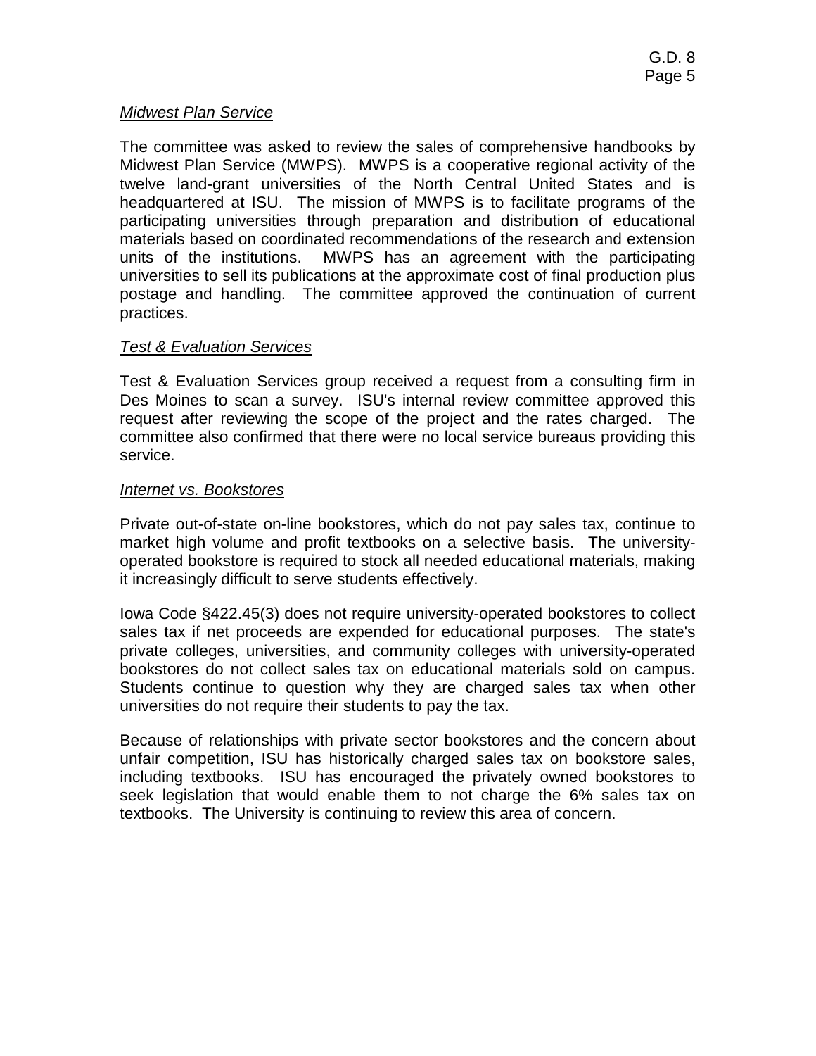*Midwest Plan Service*

The committee was asked to review the sales of comprehensive handbooks by Midwest Plan Service (MWPS). MWPS is a cooperative regional activity of the twelve land-grant universities of the North Central United States and is headquartered at ISU. The mission of MWPS is to facilitate programs of the participating universities through preparation and distribution of educational materials based on coordinated recommendations of the research and extension units of the institutions. MWPS has an agreement with the participating universities to sell its publications at the approximate cost of final production plus postage and handling. The committee approved the continuation of current practices.

*Test & Evaluation Services*

Test & Evaluation Services group received a request from a consulting firm in Des Moines to scan a survey. ISU's internal review committee approved this request after reviewing the scope of the project and the rates charged. The committee also confirmed that there were no local service bureaus providing this service.

*Internet vs. Bookstores*

Private out-of-state on-line bookstores, which do not pay sales tax, continue to market high volume and profit textbooks on a selective basis. The university-operated bookstore is required to stock all needed educational materials, making it increasingly difficult to serve students effectively.

Iowa Code §422.45(3) does not require university-operated bookstores to collect sales tax if net proceeds are expended for educational purposes. The state's private colleges, universities, and community colleges with university-operated bookstores do not collect sales tax on educational materials sold on campus. Students continue to question why they are charged sales tax when other universities do not require their students to pay the tax.

Because of relationships with private sector bookstores and the concern about unfair competition, ISU has historically charged sales tax on bookstore sales, including textbooks. ISU has encouraged the privately owned bookstores to seek legislation that would enable them to not charge the 6% sales tax on textbooks. The University is continuing to review this area of concern.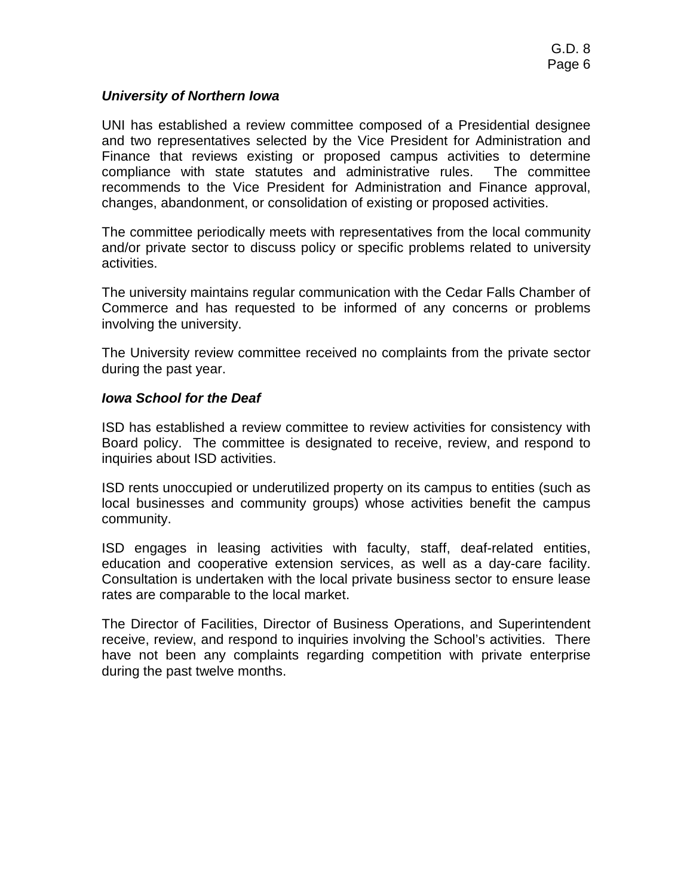### *University of Northern Iowa*

UNI has established a review committee composed of a Presidential designee and two representatives selected by the Vice President for Administration and Finance that reviews existing or proposed campus activities to determine compliance with state statutes and administrative rules. The committee recommends to the Vice President for Administration and Finance approval, changes, abandonment, or consolidation of existing or proposed activities.

The committee periodically meets with representatives from the local community and/or private sector to discuss policy or specific problems related to university activities.

The university maintains regular communication with the Cedar Falls Chamber of Commerce and has requested to be informed of any concerns or problems involving the university.

The University review committee received no complaints from the private sector during the past year.

### *Iowa School for the Deaf*

ISD has established a review committee to review activities for consistency with Board policy. The committee is designated to receive, review, and respond to inquiries about ISD activities.

ISD rents unoccupied or underutilized property on its campus to entities (such as local businesses and community groups) whose activities benefit the campus community.

ISD engages in leasing activities with faculty, staff, deaf-related entities, education and cooperative extension services, as well as a day-care facility. Consultation is undertaken with the local private business sector to ensure lease rates are comparable to the local market.

The Director of Facilities, Director of Business Operations, and Superintendent receive, review, and respond to inquiries involving the School's activities. There have not been any complaints regarding competition with private enterprise during the past twelve months.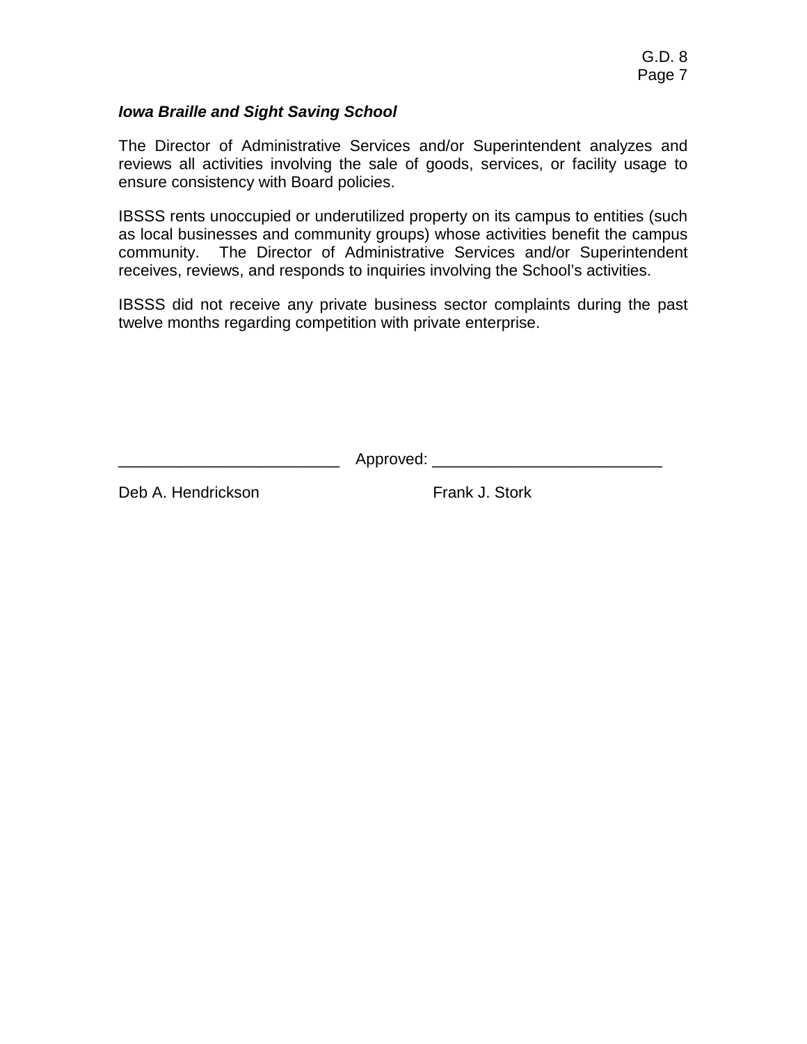***Iowa Braille and Sight Saving School***

The Director of Administrative Services and/or Superintendent analyzes and reviews all activities involving the sale of goods, services, or facility usage to ensure consistency with Board policies.

IBSSS rents unoccupied or underutilized property on its campus to entities (such as local businesses and community groups) whose activities benefit the campus community. The Director of Administrative Services and/or Superintendent receives, reviews, and responds to inquiries involving the School's activities.

IBSSS did not receive any private business sector complaints during the past twelve months regarding competition with private enterprise.

_________________________ Approved: __________________________

Deb A. Hendrickson Frank J. Stork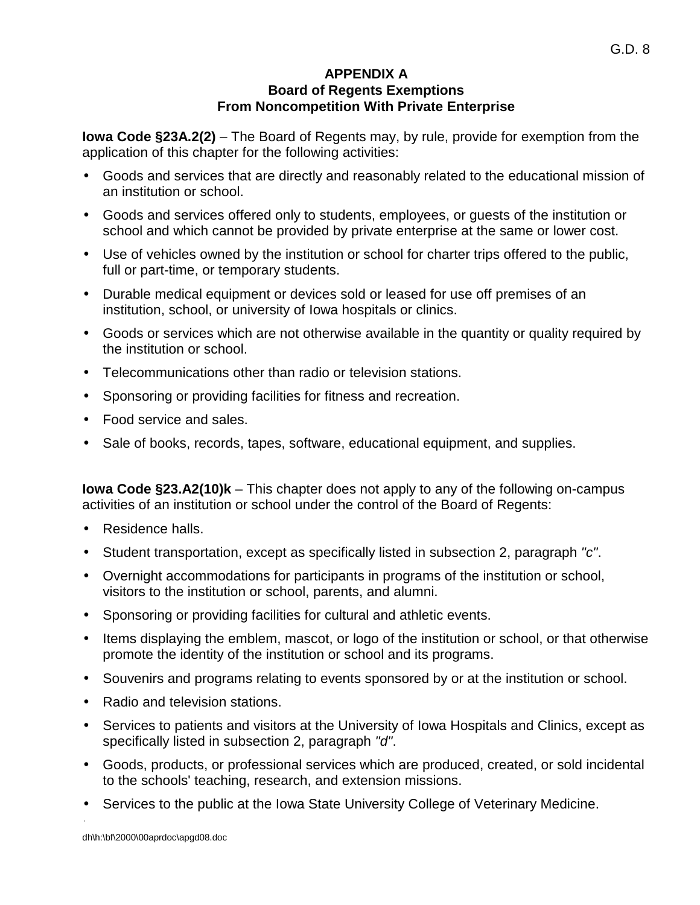**APPENDIX A**
**Board of Regents Exemptions**
**From Noncompetition With Private Enterprise**

**Iowa Code §23A.2(2)** – The Board of Regents may, by rule, provide for exemption from the application of this chapter for the following activities:

- Goods and services that are directly and reasonably related to the educational mission of an institution or school.
- Goods and services offered only to students, employees, or guests of the institution or school and which cannot be provided by private enterprise at the same or lower cost.
- Use of vehicles owned by the institution or school for charter trips offered to the public, full or part-time, or temporary students.
- Durable medical equipment or devices sold or leased for use off premises of an institution, school, or university of Iowa hospitals or clinics.
- Goods or services which are not otherwise available in the quantity or quality required by the institution or school.
- Telecommunications other than radio or television stations.
- Sponsoring or providing facilities for fitness and recreation.
- Food service and sales.
- Sale of books, records, tapes, software, educational equipment, and supplies.

**Iowa Code §23.A2(10)k** – This chapter does not apply to any of the following on-campus activities of an institution or school under the control of the Board of Regents:

- Residence halls.
- Student transportation, except as specifically listed in subsection 2, paragraph *"c"*.
- Overnight accommodations for participants in programs of the institution or school, visitors to the institution or school, parents, and alumni.
- Sponsoring or providing facilities for cultural and athletic events.
- Items displaying the emblem, mascot, or logo of the institution or school, or that otherwise promote the identity of the institution or school and its programs.
- Souvenirs and programs relating to events sponsored by or at the institution or school.
- Radio and television stations.
- Services to patients and visitors at the University of Iowa Hospitals and Clinics, except as specifically listed in subsection 2, paragraph *"d"*.
- Goods, products, or professional services which are produced, created, or sold incidental to the schools' teaching, research, and extension missions.
- Services to the public at the Iowa State University College of Veterinary Medicine.

dh\h:\bf\2000\00aprdoc\apgd08.doc